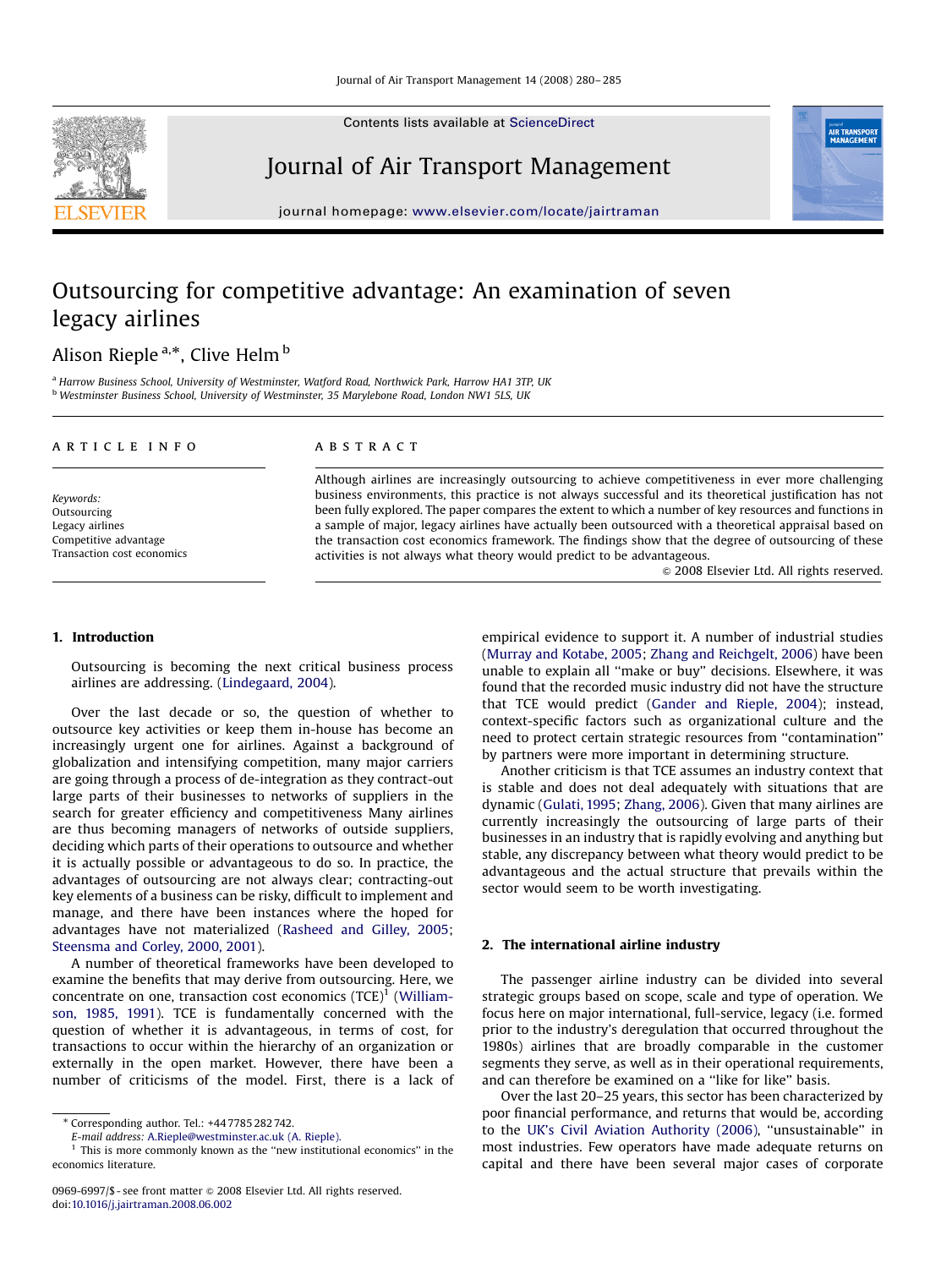# Outsourcing for competitive advantage: An examination of seven legacy airlines

Alison Rieple [a,*], Clive Helm [b]

[a] Harrow Business School, University of Westminster, Watford Road, Northwick Park, Harrow HA1 3TP, UK

[b] Westminster Business School, University of Westminster, 35 Marylebone Road, London NW1 5LS, UK

**ARTICLE INFO**

*Keywords:*
Outsourcing
Legacy airlines
Competitive advantage
Transaction cost economics

**ABSTRACT**

Although airlines are increasingly outsourcing to achieve competitiveness in ever more challenging business environments, this practice is not always successful and its theoretical justification has not been fully explored. The paper compares the extent to which a number of key resources and functions in a sample of major, legacy airlines have actually been outsourced with a theoretical appraisal based on the transaction cost economics framework. The findings show that the degree of outsourcing of these activities is not always what theory would predict to be advantageous.

© 2008 Elsevier Ltd. All rights reserved.

## 1. Introduction

Outsourcing is becoming the next critical business process airlines are addressing. (Lindegaard, 2004).

Over the last decade or so, the question of whether to outsource key activities or keep them in-house has become an increasingly urgent one for airlines. Against a background of globalization and intensifying competition, many major carriers are going through a process of de-integration as they contract-out large parts of their businesses to networks of suppliers in the search for greater efficiency and competitiveness Many airlines are thus becoming managers of networks of outside suppliers, deciding which parts of their operations to outsource and whether it is actually possible or advantageous to do so. In practice, the advantages of outsourcing are not always clear; contracting-out key elements of a business can be risky, difficult to implement and manage, and there have been instances where the hoped for advantages have not materialized (Rasheed and Gilley, 2005; Steensma and Corley, 2000, 2001).

A number of theoretical frameworks have been developed to examine the benefits that may derive from outsourcing. Here, we concentrate on one, transaction cost economics (TCE)[1] (Williamson, 1985, 1991). TCE is fundamentally concerned with the question of whether it is advantageous, in terms of cost, for transactions to occur within the hierarchy of an organization or externally in the open market. However, there have been a number of criticisms of the model. First, there is a lack of empirical evidence to support it. A number of industrial studies (Murray and Kotabe, 2005; Zhang and Reichgelt, 2006) have been unable to explain all "make or buy" decisions. Elsewhere, it was found that the recorded music industry did not have the structure that TCE would predict (Gander and Rieple, 2004); instead, context-specific factors such as organizational culture and the need to protect certain strategic resources from "contamination" by partners were more important in determining structure.

Another criticism is that TCE assumes an industry context that is stable and does not deal adequately with situations that are dynamic (Gulati, 1995; Zhang, 2006). Given that many airlines are currently increasingly the outsourcing of large parts of their businesses in an industry that is rapidly evolving and anything but stable, any discrepancy between what theory would predict to be advantageous and the actual structure that prevails within the sector would seem to be worth investigating.

## 2. The international airline industry

The passenger airline industry can be divided into several strategic groups based on scope, scale and type of operation. We focus here on major international, full-service, legacy (i.e. formed prior to the industry's deregulation that occurred throughout the 1980s) airlines that are broadly comparable in the customer segments they serve, as well as in their operational requirements, and can therefore be examined on a "like for like" basis.

Over the last 20–25 years, this sector has been characterized by poor financial performance, and returns that would be, according to the UK's Civil Aviation Authority (2006), "unsustainable" in most industries. Few operators have made adequate returns on capital and there have been several major cases of corporate

* Corresponding author. Tel.: +44 7785 282 742.
E-mail address: A.Rieple@westminster.ac.uk (A. Rieple).

[1] This is more commonly known as the "new institutional economics" in the economics literature.

0969-6997/$ - see front matter © 2008 Elsevier Ltd. All rights reserved.
doi:10.1016/j.jairtraman.2008.06.002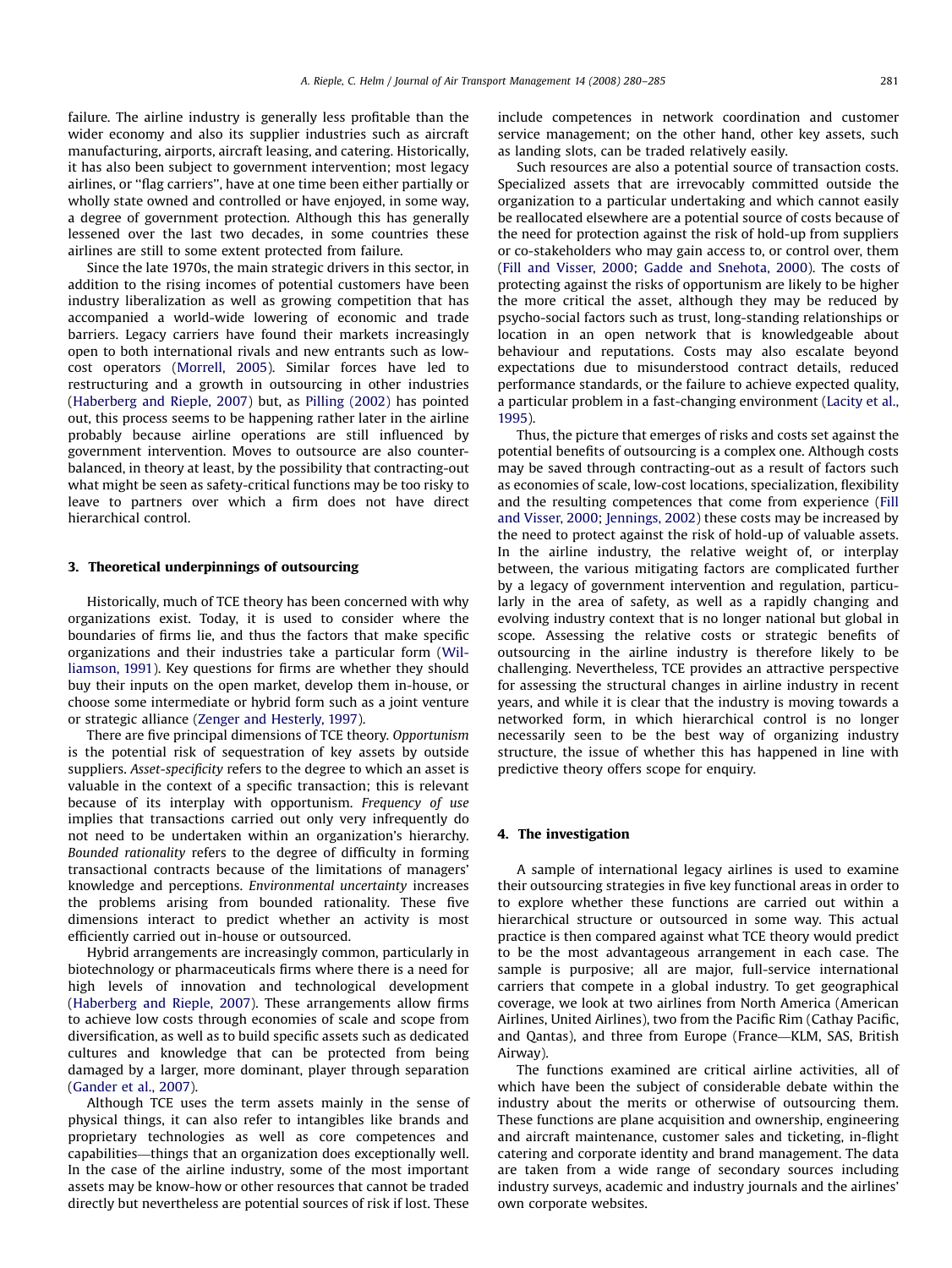failure. The airline industry is generally less profitable than the wider economy and also its supplier industries such as aircraft manufacturing, airports, aircraft leasing, and catering. Historically, it has also been subject to government intervention; most legacy airlines, or ''flag carriers'', have at one time been either partially or wholly state owned and controlled or have enjoyed, in some way, a degree of government protection. Although this has generally lessened over the last two decades, in some countries these airlines are still to some extent protected from failure.

Since the late 1970s, the main strategic drivers in this sector, in addition to the rising incomes of potential customers have been industry liberalization as well as growing competition that has accompanied a world-wide lowering of economic and trade barriers. Legacy carriers have found their markets increasingly open to both international rivals and new entrants such as low-cost operators (Morrell, 2005). Similar forces have led to restructuring and a growth in outsourcing in other industries (Haberberg and Rieple, 2007) but, as Pilling (2002) has pointed out, this process seems to be happening rather later in the airline probably because airline operations are still influenced by government intervention. Moves to outsource are also counter-balanced, in theory at least, by the possibility that contracting-out what might be seen as safety-critical functions may be too risky to leave to partners over which a firm does not have direct hierarchical control.

## 3. Theoretical underpinnings of outsourcing

Historically, much of TCE theory has been concerned with why organizations exist. Today, it is used to consider where the boundaries of firms lie, and thus the factors that make specific organizations and their industries take a particular form (Williamson, 1991). Key questions for firms are whether they should buy their inputs on the open market, develop them in-house, or choose some intermediate or hybrid form such as a joint venture or strategic alliance (Zenger and Hesterly, 1997).

There are five principal dimensions of TCE theory. *Opportunism* is the potential risk of sequestration of key assets by outside suppliers. *Asset-specificity* refers to the degree to which an asset is valuable in the context of a specific transaction; this is relevant because of its interplay with opportunism. *Frequency of use* implies that transactions carried out only very infrequently do not need to be undertaken within an organization's hierarchy. *Bounded rationality* refers to the degree of difficulty in forming transactional contracts because of the limitations of managers' knowledge and perceptions. *Environmental uncertainty* increases the problems arising from bounded rationality. These five dimensions interact to predict whether an activity is most efficiently carried out in-house or outsourced.

Hybrid arrangements are increasingly common, particularly in biotechnology or pharmaceuticals firms where there is a need for high levels of innovation and technological development (Haberberg and Rieple, 2007). These arrangements allow firms to achieve low costs through economies of scale and scope from diversification, as well as to build specific assets such as dedicated cultures and knowledge that can be protected from being damaged by a larger, more dominant, player through separation (Gander et al., 2007).

Although TCE uses the term assets mainly in the sense of physical things, it can also refer to intangibles like brands and proprietary technologies as well as core competences and capabilities—things that an organization does exceptionally well. In the case of the airline industry, some of the most important assets may be know-how or other resources that cannot be traded directly but nevertheless are potential sources of risk if lost. These include competences in network coordination and customer service management; on the other hand, other key assets, such as landing slots, can be traded relatively easily.

Such resources are also a potential source of transaction costs. Specialized assets that are irrevocably committed outside the organization to a particular undertaking and which cannot easily be reallocated elsewhere are a potential source of costs because of the need for protection against the risk of hold-up from suppliers or co-stakeholders who may gain access to, or control over, them (Fill and Visser, 2000; Gadde and Snehota, 2000). The costs of protecting against the risks of opportunism are likely to be higher the more critical the asset, although they may be reduced by psycho-social factors such as trust, long-standing relationships or location in an open network that is knowledgeable about behaviour and reputations. Costs may also escalate beyond expectations due to misunderstood contract details, reduced performance standards, or the failure to achieve expected quality, a particular problem in a fast-changing environment (Lacity et al., 1995).

Thus, the picture that emerges of risks and costs set against the potential benefits of outsourcing is a complex one. Although costs may be saved through contracting-out as a result of factors such as economies of scale, low-cost locations, specialization, flexibility and the resulting competences that come from experience (Fill and Visser, 2000; Jennings, 2002) these costs may be increased by the need to protect against the risk of hold-up of valuable assets. In the airline industry, the relative weight of, or interplay between, the various mitigating factors are complicated further by a legacy of government intervention and regulation, particularly in the area of safety, as well as a rapidly changing and evolving industry context that is no longer national but global in scope. Assessing the relative costs or strategic benefits of outsourcing in the airline industry is therefore likely to be challenging. Nevertheless, TCE provides an attractive perspective for assessing the structural changes in airline industry in recent years, and while it is clear that the industry is moving towards a networked form, in which hierarchical control is no longer necessarily seen to be the best way of organizing industry structure, the issue of whether this has happened in line with predictive theory offers scope for enquiry.

## 4. The investigation

A sample of international legacy airlines is used to examine their outsourcing strategies in five key functional areas in order to to explore whether these functions are carried out within a hierarchical structure or outsourced in some way. This actual practice is then compared against what TCE theory would predict to be the most advantageous arrangement in each case. The sample is purposive; all are major, full-service international carriers that compete in a global industry. To get geographical coverage, we look at two airlines from North America (American Airlines, United Airlines), two from the Pacific Rim (Cathay Pacific, and Qantas), and three from Europe (France—KLM, SAS, British Airway).

The functions examined are critical airline activities, all of which have been the subject of considerable debate within the industry about the merits or otherwise of outsourcing them. These functions are plane acquisition and ownership, engineering and aircraft maintenance, customer sales and ticketing, in-flight catering and corporate identity and brand management. The data are taken from a wide range of secondary sources including industry surveys, academic and industry journals and the airlines' own corporate websites.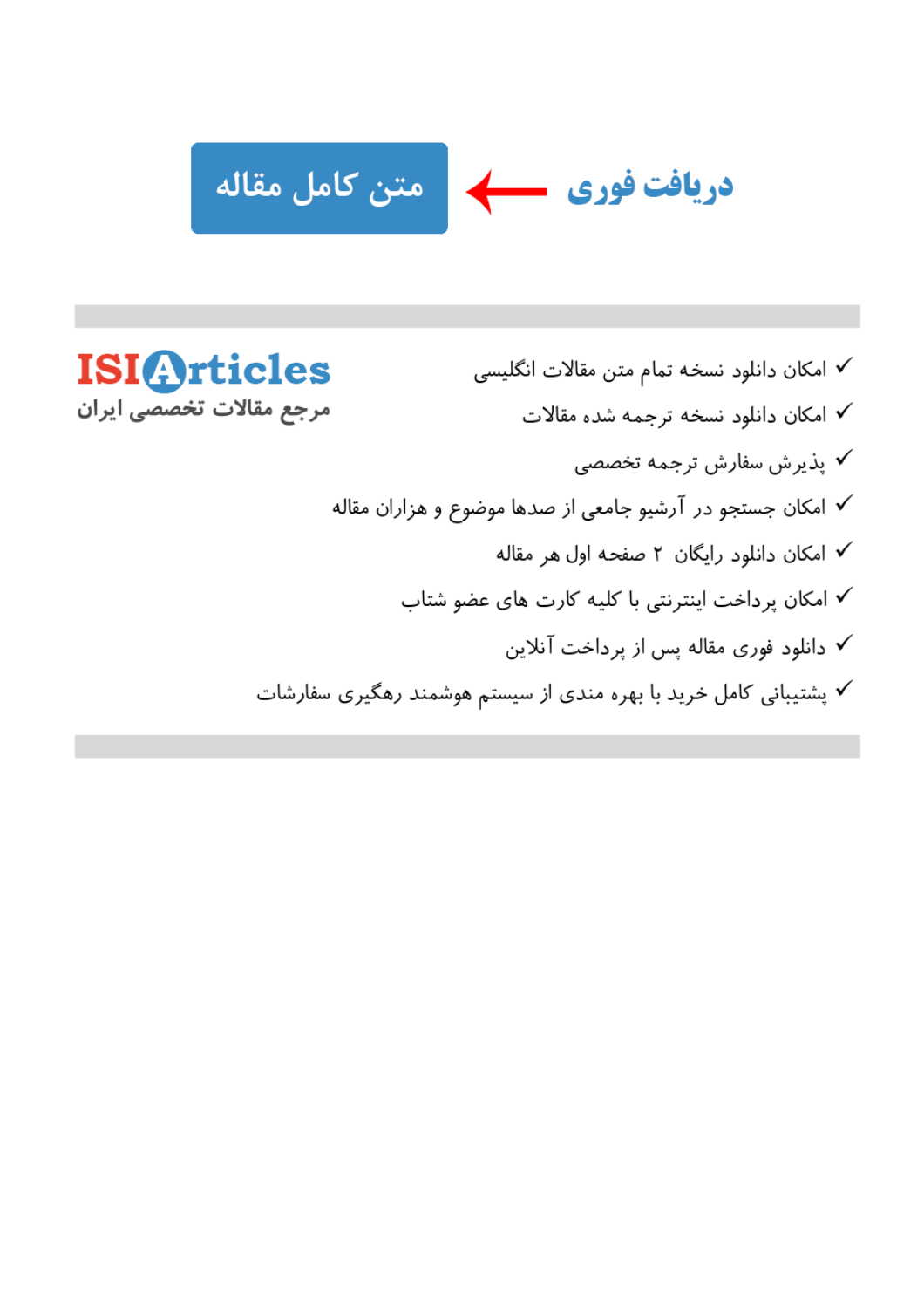دریافت فوری ← متن کامل مقاله

ISIArticles
مرجع مقالات تخصصی ایران

- ✓ امکان دانلود نسخه تمام متن مقالات انگلیسی
- ✓ امکان دانلود نسخه ترجمه شده مقالات
- ✓ پذیرش سفارش ترجمه تخصصی
- ✓ امکان جستجو در آرشیو جامعی از صدها موضوع و هزاران مقاله
- ✓ امکان دانلود رایگان ۲ صفحه اول هر مقاله
- ✓ امکان پرداخت اینترنتی با کلیه کارت های عضو شتاب
- ✓ دانلود فوری مقاله پس از پرداخت آنلاین
- ✓ پشتیبانی کامل خرید با بهره مندی از سیستم هوشمند رهگیری سفارشات